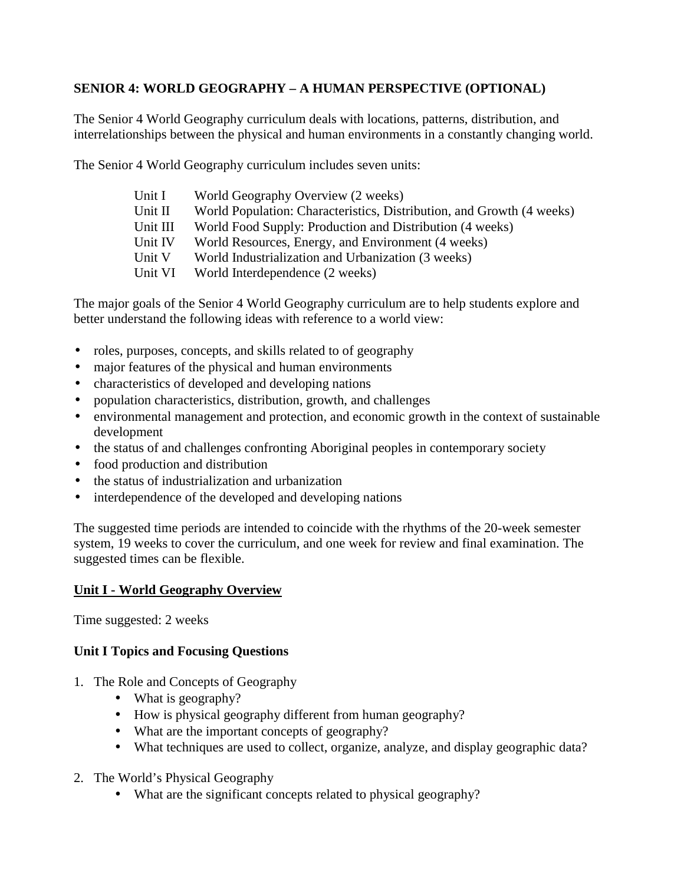## SENIOR 4: WORLD GEOGRAPHY – A HUMAN PERSPECTIVE (OPTIONAL)

The Senior 4 World Geography curriculum deals with locations, patterns, distribution, and interrelationships between the physical and human environments in a constantly changing world.

The Senior 4 World Geography curriculum includes seven units:

| | |
|---|---|
| Unit I | World Geography Overview (2 weeks) |
| Unit II | World Population: Characteristics, Distribution, and Growth (4 weeks) |
| Unit III | World Food Supply: Production and Distribution (4 weeks) |
| Unit IV | World Resources, Energy, and Environment (4 weeks) |
| Unit V | World Industrialization and Urbanization (3 weeks) |
| Unit VI | World Interdependence (2 weeks) |

The major goals of the Senior 4 World Geography curriculum are to help students explore and better understand the following ideas with reference to a world view:

- roles, purposes, concepts, and skills related to of geography
- major features of the physical and human environments
- characteristics of developed and developing nations
- population characteristics, distribution, growth, and challenges
- environmental management and protection, and economic growth in the context of sustainable development
- the status of and challenges confronting Aboriginal peoples in contemporary society
- food production and distribution
- the status of industrialization and urbanization
- interdependence of the developed and developing nations

The suggested time periods are intended to coincide with the rhythms of the 20-week semester system, 19 weeks to cover the curriculum, and one week for review and final examination. The suggested times can be flexible.

### <u>Unit I - World Geography Overview</u>

Time suggested: 2 weeks

### Unit I Topics and Focusing Questions

1. The Role and Concepts of Geography
    - What is geography?
    - How is physical geography different from human geography?
    - What are the important concepts of geography?
    - What techniques are used to collect, organize, analyze, and display geographic data?

2. The World's Physical Geography
    - What are the significant concepts related to physical geography?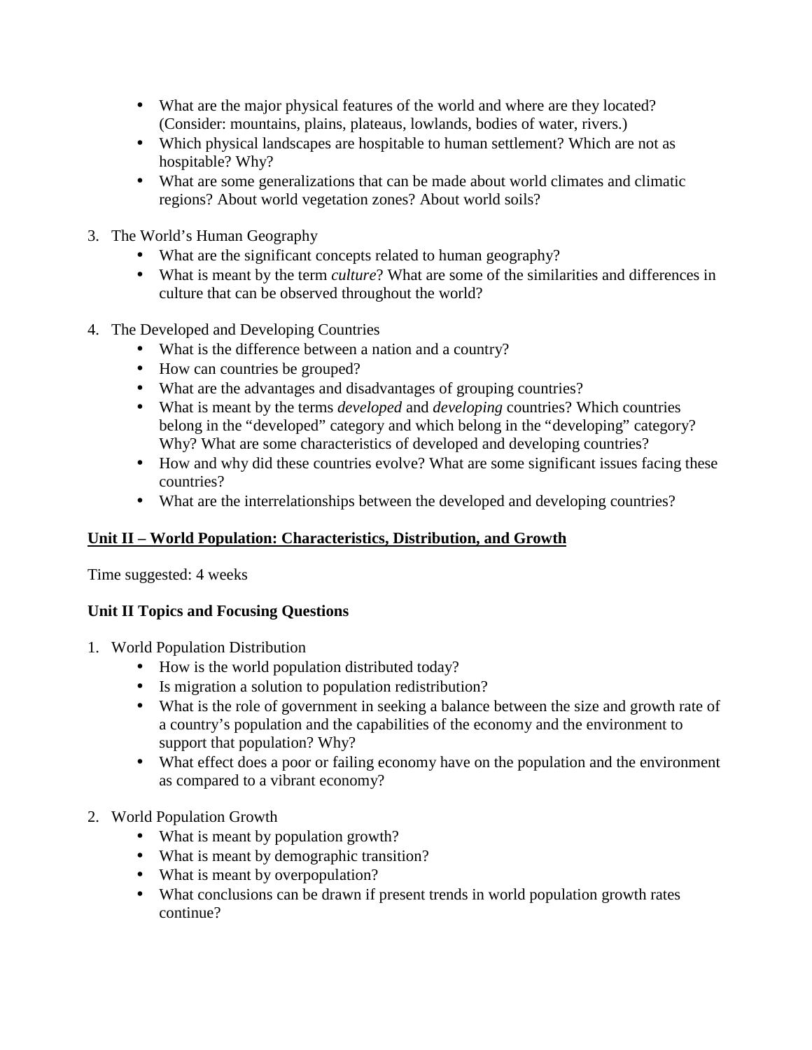- What are the major physical features of the world and where are they located? (Consider: mountains, plains, plateaus, lowlands, bodies of water, rivers.)
- Which physical landscapes are hospitable to human settlement? Which are not as hospitable? Why?
- What are some generalizations that can be made about world climates and climatic regions? About world vegetation zones? About world soils?

3. The World's Human Geography
   - What are the significant concepts related to human geography?
   - What is meant by the term *culture*? What are some of the similarities and differences in culture that can be observed throughout the world?

4. The Developed and Developing Countries
   - What is the difference between a nation and a country?
   - How can countries be grouped?
   - What are the advantages and disadvantages of grouping countries?
   - What is meant by the terms *developed* and *developing* countries? Which countries belong in the "developed" category and which belong in the "developing" category? Why? What are some characteristics of developed and developing countries?
   - How and why did these countries evolve? What are some significant issues facing these countries?
   - What are the interrelationships between the developed and developing countries?

## Unit II – World Population: Characteristics, Distribution, and Growth

Time suggested: 4 weeks

### Unit II Topics and Focusing Questions

1. World Population Distribution
   - How is the world population distributed today?
   - Is migration a solution to population redistribution?
   - What is the role of government in seeking a balance between the size and growth rate of a country's population and the capabilities of the economy and the environment to support that population? Why?
   - What effect does a poor or failing economy have on the population and the environment as compared to a vibrant economy?

2. World Population Growth
   - What is meant by population growth?
   - What is meant by demographic transition?
   - What is meant by overpopulation?
   - What conclusions can be drawn if present trends in world population growth rates continue?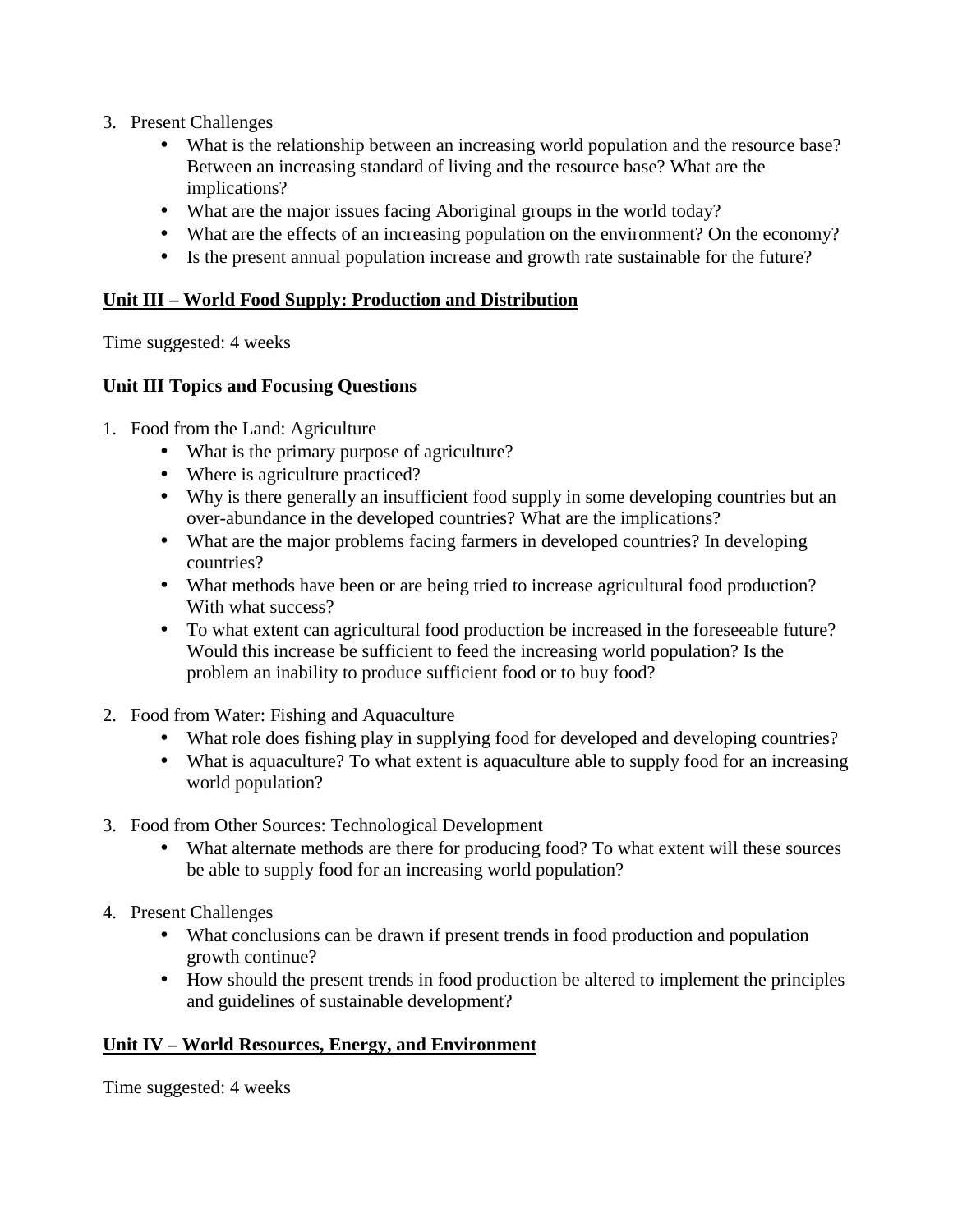3. Present Challenges
    - What is the relationship between an increasing world population and the resource base? Between an increasing standard of living and the resource base? What are the implications?
    - What are the major issues facing Aboriginal groups in the world today?
    - What are the effects of an increasing population on the environment? On the economy?
    - Is the present annual population increase and growth rate sustainable for the future?

## <u>Unit III – World Food Supply: Production and Distribution</u>

Time suggested: 4 weeks

### Unit III Topics and Focusing Questions

1. Food from the Land: Agriculture
    - What is the primary purpose of agriculture?
    - Where is agriculture practiced?
    - Why is there generally an insufficient food supply in some developing countries but an over-abundance in the developed countries? What are the implications?
    - What are the major problems facing farmers in developed countries? In developing countries?
    - What methods have been or are being tried to increase agricultural food production? With what success?
    - To what extent can agricultural food production be increased in the foreseeable future? Would this increase be sufficient to feed the increasing world population? Is the problem an inability to produce sufficient food or to buy food?

2. Food from Water: Fishing and Aquaculture
    - What role does fishing play in supplying food for developed and developing countries?
    - What is aquaculture? To what extent is aquaculture able to supply food for an increasing world population?

3. Food from Other Sources: Technological Development
    - What alternate methods are there for producing food? To what extent will these sources be able to supply food for an increasing world population?

4. Present Challenges
    - What conclusions can be drawn if present trends in food production and population growth continue?
    - How should the present trends in food production be altered to implement the principles and guidelines of sustainable development?

## <u>Unit IV – World Resources, Energy, and Environment</u>

Time suggested: 4 weeks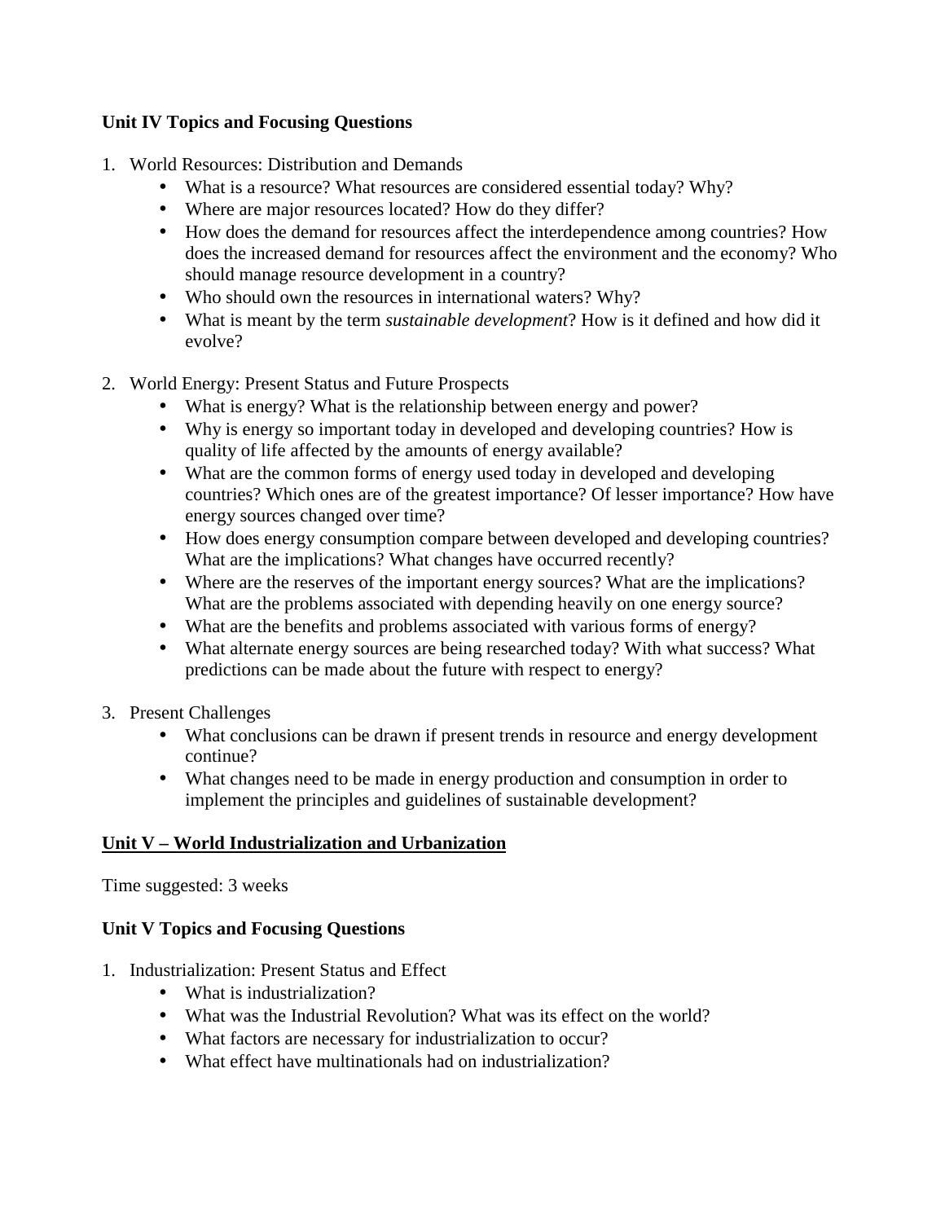**Unit IV Topics and Focusing Questions**

1. World Resources: Distribution and Demands
    - What is a resource? What resources are considered essential today? Why?
    - Where are major resources located? How do they differ?
    - How does the demand for resources affect the interdependence among countries? How does the increased demand for resources affect the environment and the economy? Who should manage resource development in a country?
    - Who should own the resources in international waters? Why?
    - What is meant by the term *sustainable development*? How is it defined and how did it evolve?

2. World Energy: Present Status and Future Prospects
    - What is energy? What is the relationship between energy and power?
    - Why is energy so important today in developed and developing countries? How is quality of life affected by the amounts of energy available?
    - What are the common forms of energy used today in developed and developing countries? Which ones are of the greatest importance? Of lesser importance? How have energy sources changed over time?
    - How does energy consumption compare between developed and developing countries? What are the implications? What changes have occurred recently?
    - Where are the reserves of the important energy sources? What are the implications? What are the problems associated with depending heavily on one energy source?
    - What are the benefits and problems associated with various forms of energy?
    - What alternate energy sources are being researched today? With what success? What predictions can be made about the future with respect to energy?

3. Present Challenges
    - What conclusions can be drawn if present trends in resource and energy development continue?
    - What changes need to be made in energy production and consumption in order to implement the principles and guidelines of sustainable development?

## Unit V – World Industrialization and Urbanization

Time suggested: 3 weeks

**Unit V Topics and Focusing Questions**

1. Industrialization: Present Status and Effect
    - What is industrialization?
    - What was the Industrial Revolution? What was its effect on the world?
    - What factors are necessary for industrialization to occur?
    - What effect have multinationals had on industrialization?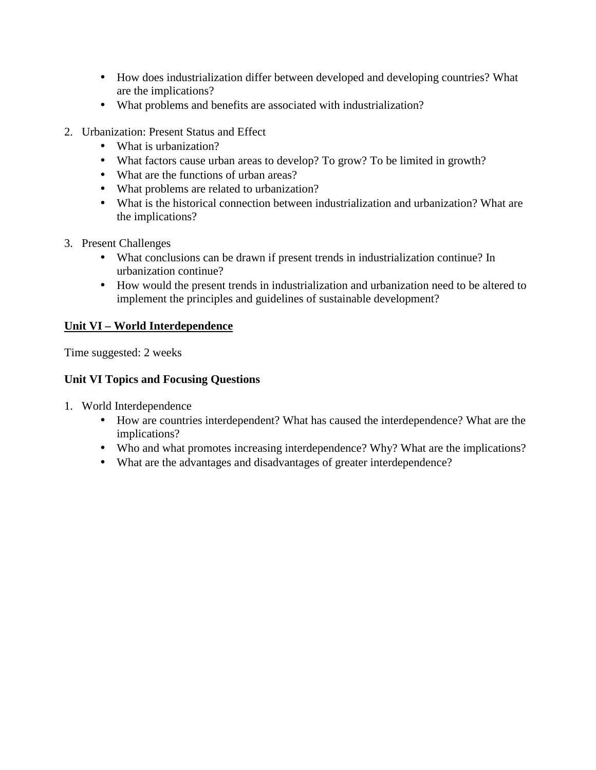- How does industrialization differ between developed and developing countries? What are the implications?
- What problems and benefits are associated with industrialization?

2. Urbanization: Present Status and Effect
   - What is urbanization?
   - What factors cause urban areas to develop? To grow? To be limited in growth?
   - What are the functions of urban areas?
   - What problems are related to urbanization?
   - What is the historical connection between industrialization and urbanization? What are the implications?

3. Present Challenges
   - What conclusions can be drawn if present trends in industrialization continue? In urbanization continue?
   - How would the present trends in industrialization and urbanization need to be altered to implement the principles and guidelines of sustainable development?

## **Unit VI – World Interdependence**

Time suggested: 2 weeks

### Unit VI Topics and Focusing Questions

1. World Interdependence
   - How are countries interdependent? What has caused the interdependence? What are the implications?
   - Who and what promotes increasing interdependence? Why? What are the implications?
   - What are the advantages and disadvantages of greater interdependence?